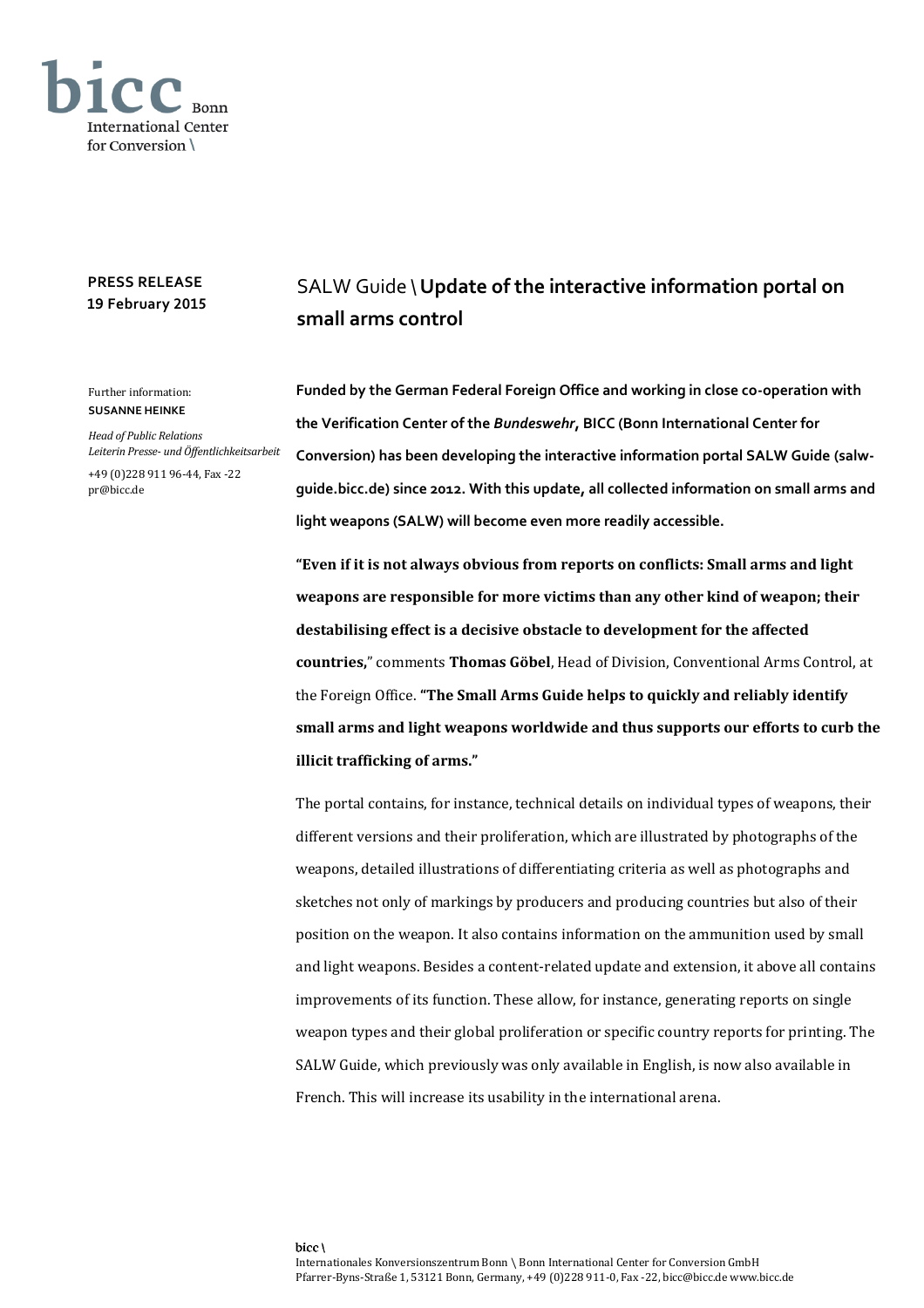bicc Bonn International Center for Conversion \

**PRESS RELEASE**
**19 February 2015**

# SALW Guide \ **Update of the interactive information portal on small arms control**

Further information:
**SUSANNE HEINKE**

*Head of Public Relations*
*Leiterin Presse- und Öffentlichkeitsarbeit*

+49 (0)228 911 96-44, Fax -22
pr@bicc.de

**Funded by the German Federal Foreign Office and working in close co-operation with the Verification Center of the *Bundeswehr*, BICC (Bonn International Center for Conversion) has been developing the interactive information portal SALW Guide (salw-guide.bicc.de) since 2012. With this update, all collected information on small arms and light weapons (SALW) will become even more readily accessible.**

**"Even if it is not always obvious from reports on conflicts: Small arms and light weapons are responsible for more victims than any other kind of weapon; their destabilising effect is a decisive obstacle to development for the affected countries,"** comments **Thomas Göbel**, Head of Division, Conventional Arms Control, at the Foreign Office. **"The Small Arms Guide helps to quickly and reliably identify small arms and light weapons worldwide and thus supports our efforts to curb the illicit trafficking of arms."**

The portal contains, for instance, technical details on individual types of weapons, their different versions and their proliferation, which are illustrated by photographs of the weapons, detailed illustrations of differentiating criteria as well as photographs and sketches not only of markings by producers and producing countries but also of their position on the weapon. It also contains information on the ammunition used by small and light weapons. Besides a content-related update and extension, it above all contains improvements of its function. These allow, for instance, generating reports on single weapon types and their global proliferation or specific country reports for printing. The SALW Guide, which previously was only available in English, is now also available in French. This will increase its usability in the international arena.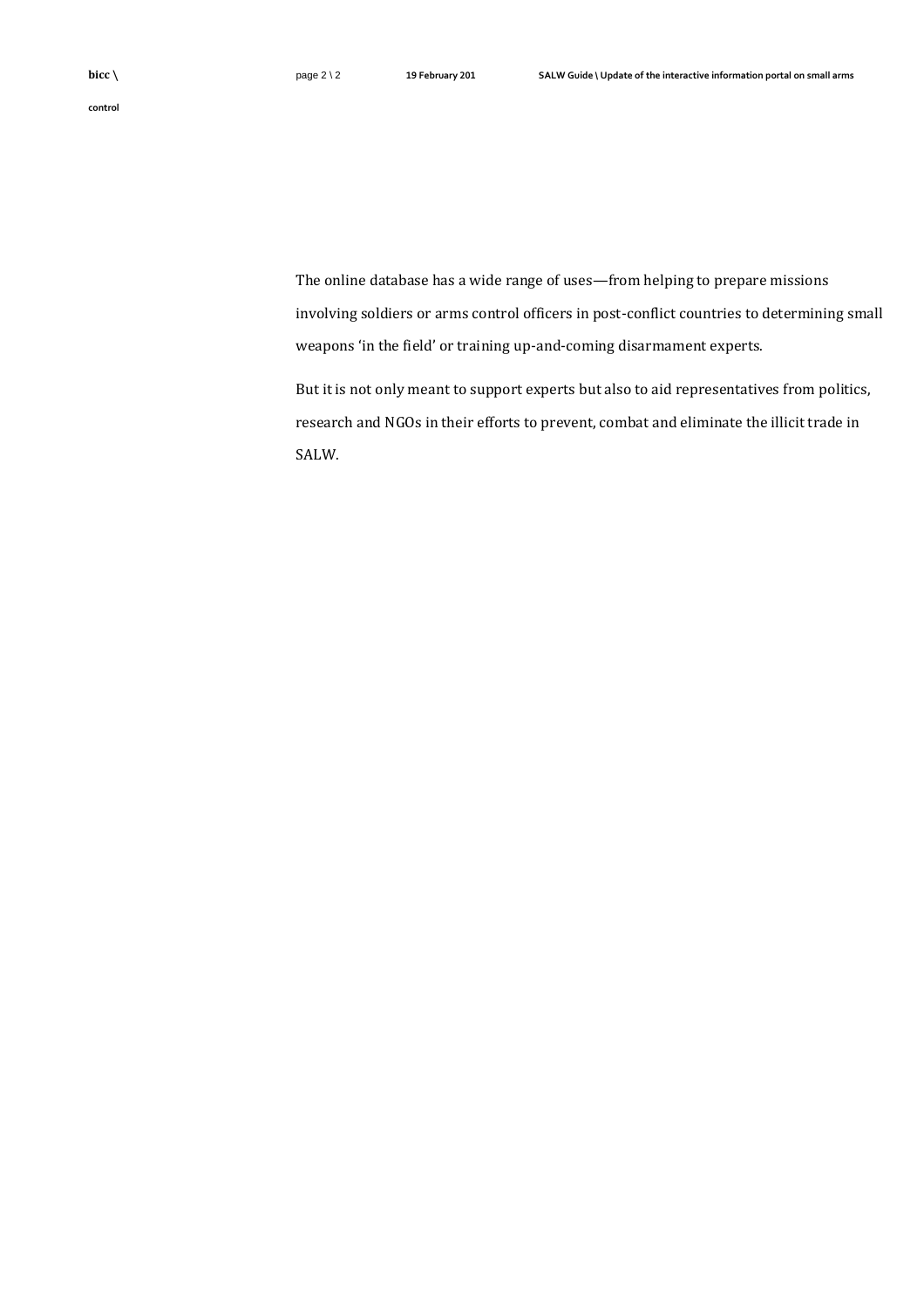The online database has a wide range of uses—from helping to prepare missions involving soldiers or arms control officers in post-conflict countries to determining small weapons 'in the field' or training up-and-coming disarmament experts.

But it is not only meant to support experts but also to aid representatives from politics, research and NGOs in their efforts to prevent, combat and eliminate the illicit trade in SALW.